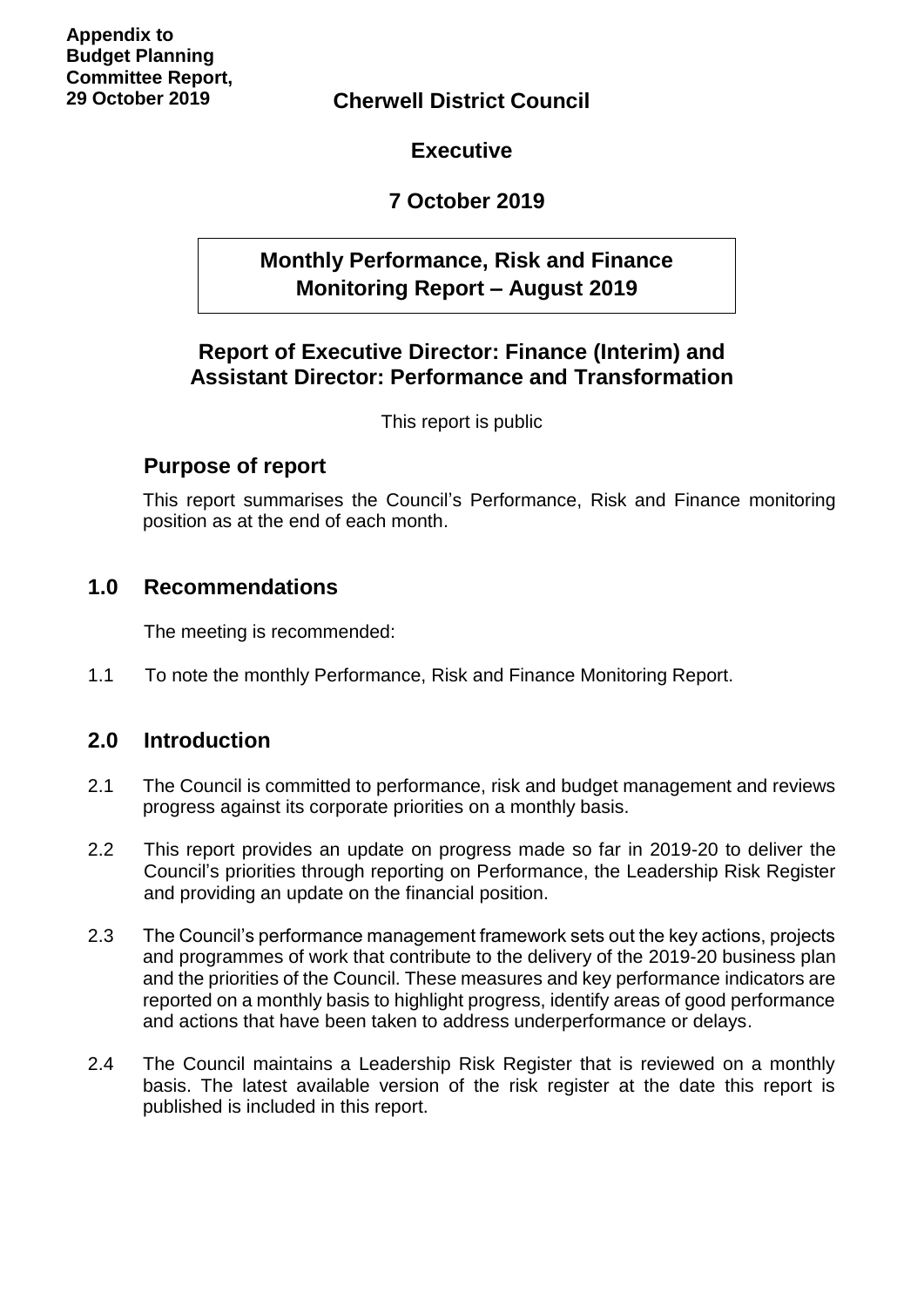**Appendix to Budget Planning Committee Report, 29 October 2019**

# Cherwell District Council

## Executive

## 7 October 2019

## Monthly Performance, Risk and Finance Monitoring Report – August 2019

### Report of Executive Director: Finance (Interim) and Assistant Director: Performance and Transformation

This report is public

## Purpose of report

This report summarises the Council's Performance, Risk and Finance monitoring position as at the end of each month.

## 1.0 Recommendations

The meeting is recommended:

1.1 To note the monthly Performance, Risk and Finance Monitoring Report.

## 2.0 Introduction

2.1 The Council is committed to performance, risk and budget management and reviews progress against its corporate priorities on a monthly basis.

2.2 This report provides an update on progress made so far in 2019-20 to deliver the Council's priorities through reporting on Performance, the Leadership Risk Register and providing an update on the financial position.

2.3 The Council's performance management framework sets out the key actions, projects and programmes of work that contribute to the delivery of the 2019-20 business plan and the priorities of the Council. These measures and key performance indicators are reported on a monthly basis to highlight progress, identify areas of good performance and actions that have been taken to address underperformance or delays.

2.4 The Council maintains a Leadership Risk Register that is reviewed on a monthly basis. The latest available version of the risk register at the date this report is published is included in this report.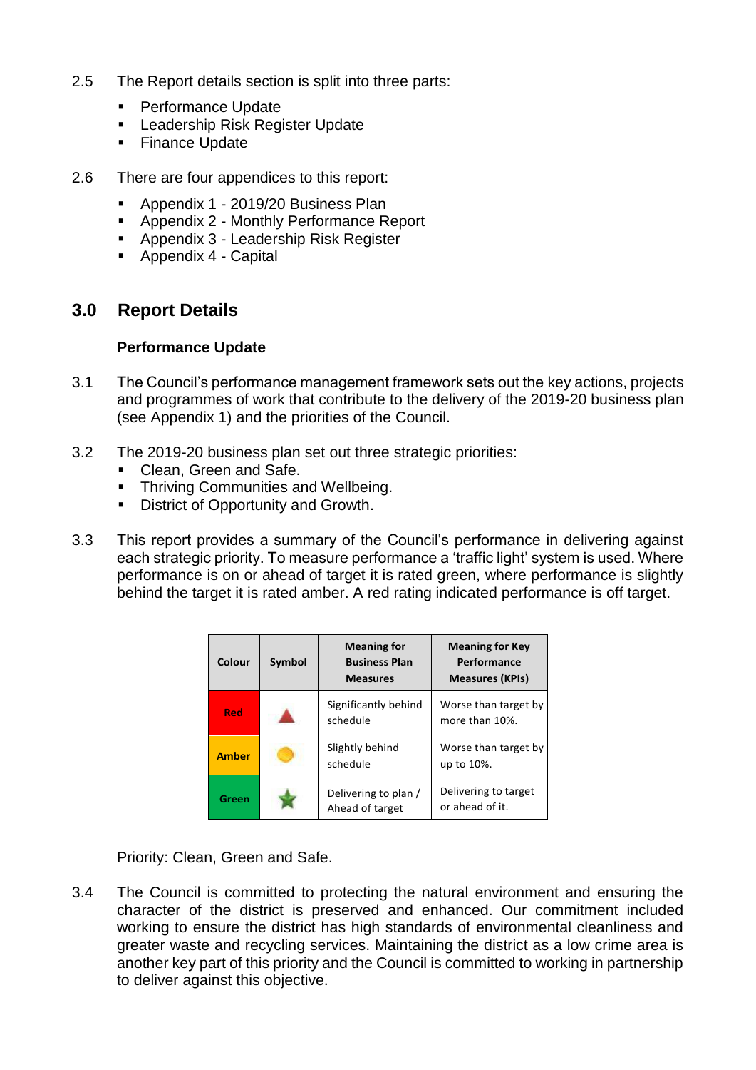2.5 The Report details section is split into three parts:

- Performance Update
- Leadership Risk Register Update
- Finance Update

2.6 There are four appendices to this report:

- Appendix 1 - 2019/20 Business Plan
- Appendix 2 - Monthly Performance Report
- Appendix 3 - Leadership Risk Register
- Appendix 4 - Capital

## 3.0 Report Details

### Performance Update

3.1 The Council's performance management framework sets out the key actions, projects and programmes of work that contribute to the delivery of the 2019-20 business plan (see Appendix 1) and the priorities of the Council.

3.2 The 2019-20 business plan set out three strategic priorities:

- Clean, Green and Safe.
- Thriving Communities and Wellbeing.
- District of Opportunity and Growth.

3.3 This report provides a summary of the Council's performance in delivering against each strategic priority. To measure performance a 'traffic light' system is used. Where performance is on or ahead of target it is rated green, where performance is slightly behind the target it is rated amber. A red rating indicated performance is off target.

| Colour | Symbol | Meaning for Business Plan Measures | Meaning for Key Performance Measures (KPIs) |
|---|---|---|---|
| Red | ▲ | Significantly behind schedule | Worse than target by more than 10%. |
| Amber | ● | Slightly behind schedule | Worse than target by up to 10%. |
| Green | ★ | Delivering to plan / Ahead of target | Delivering to target or ahead of it. |

Priority: Clean, Green and Safe.

3.4 The Council is committed to protecting the natural environment and ensuring the character of the district is preserved and enhanced. Our commitment included working to ensure the district has high standards of environmental cleanliness and greater waste and recycling services. Maintaining the district as a low crime area is another key part of this priority and the Council is committed to working in partnership to deliver against this objective.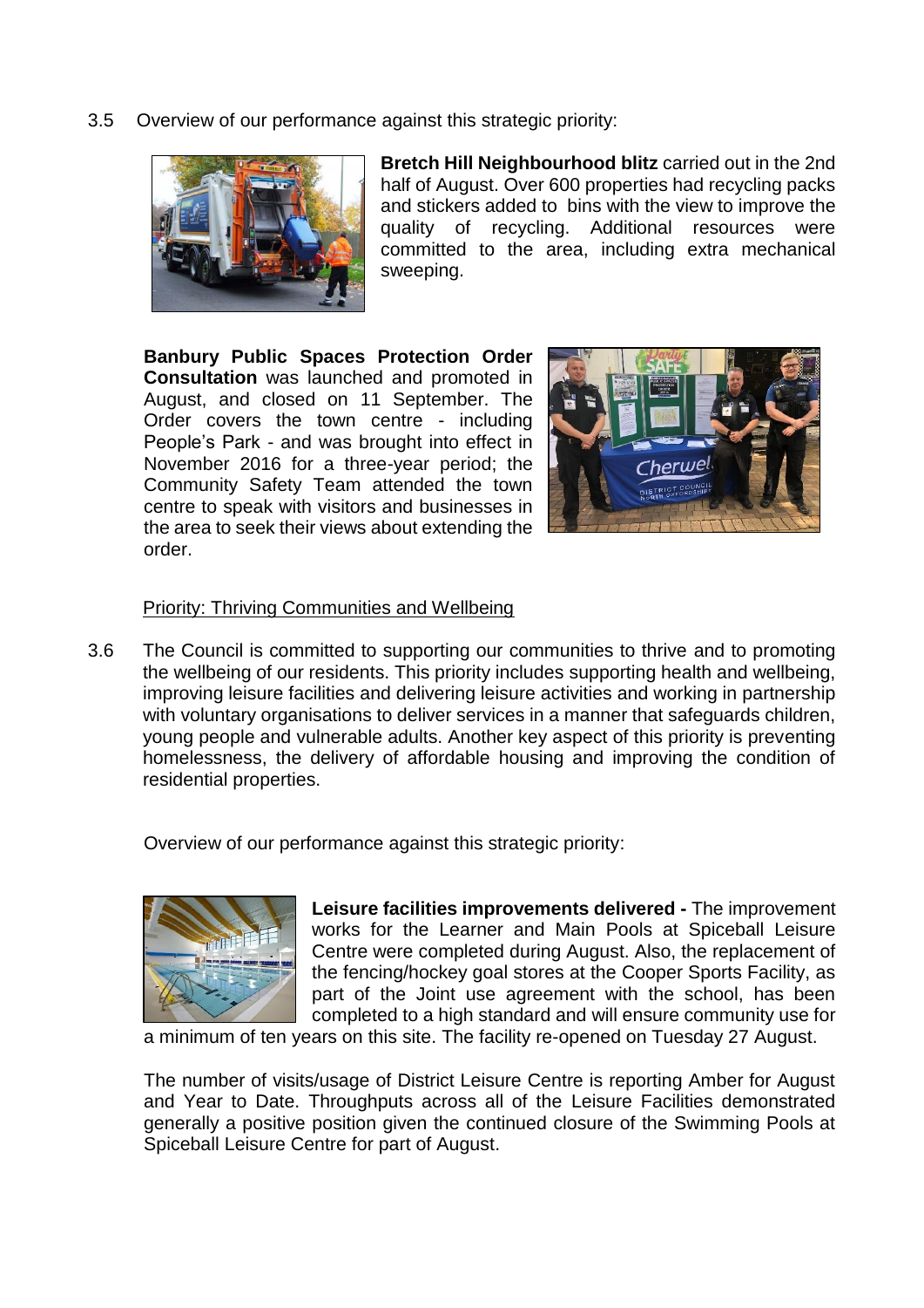3.5 Overview of our performance against this strategic priority:

**Bretch Hill Neighbourhood blitz** carried out in the 2nd half of August. Over 600 properties had recycling packs and stickers added to bins with the view to improve the quality of recycling. Additional resources were committed to the area, including extra mechanical sweeping.

**Banbury Public Spaces Protection Order Consultation** was launched and promoted in August, and closed on 11 September. The Order covers the town centre - including People's Park - and was brought into effect in November 2016 for a three-year period; the Community Safety Team attended the town centre to speak with visitors and businesses in the area to seek their views about extending the order.

Priority: Thriving Communities and Wellbeing

3.6 The Council is committed to supporting our communities to thrive and to promoting the wellbeing of our residents. This priority includes supporting health and wellbeing, improving leisure facilities and delivering leisure activities and working in partnership with voluntary organisations to deliver services in a manner that safeguards children, young people and vulnerable adults. Another key aspect of this priority is preventing homelessness, the delivery of affordable housing and improving the condition of residential properties.

Overview of our performance against this strategic priority:

**Leisure facilities improvements delivered -** The improvement works for the Learner and Main Pools at Spiceball Leisure Centre were completed during August. Also, the replacement of the fencing/hockey goal stores at the Cooper Sports Facility, as part of the Joint use agreement with the school, has been completed to a high standard and will ensure community use for a minimum of ten years on this site. The facility re-opened on Tuesday 27 August.

The number of visits/usage of District Leisure Centre is reporting Amber for August and Year to Date. Throughputs across all of the Leisure Facilities demonstrated generally a positive position given the continued closure of the Swimming Pools at Spiceball Leisure Centre for part of August.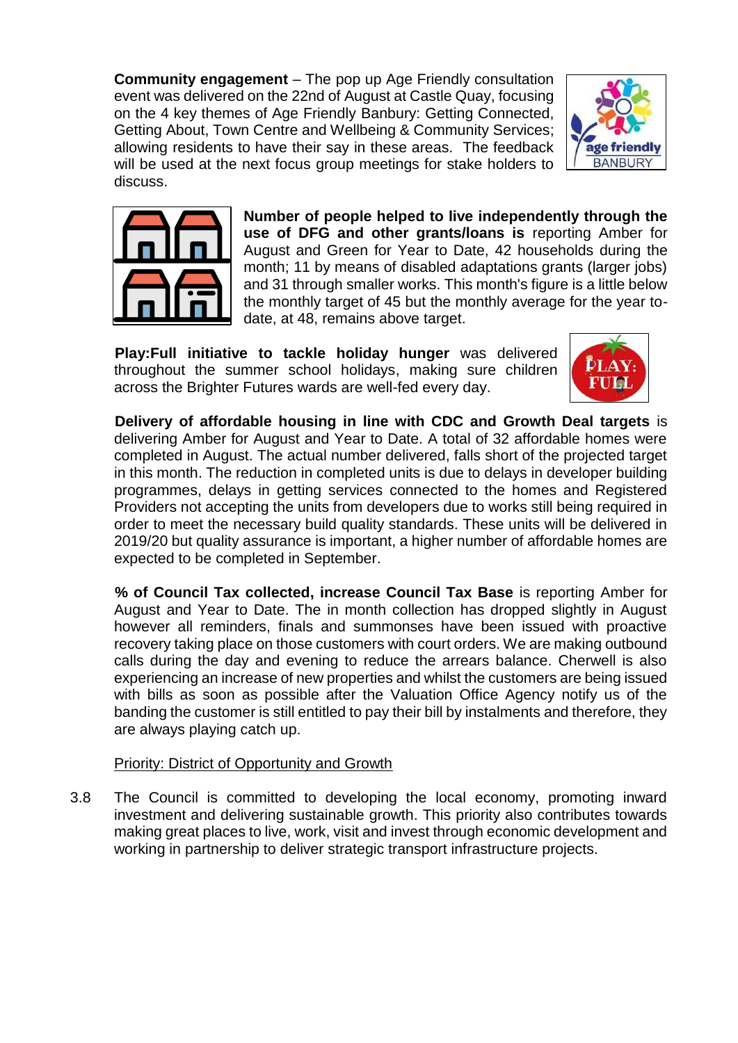**Community engagement** – The pop up Age Friendly consultation event was delivered on the 22nd of August at Castle Quay, focusing on the 4 key themes of Age Friendly Banbury: Getting Connected, Getting About, Town Centre and Wellbeing & Community Services; allowing residents to have their say in these areas. The feedback will be used at the next focus group meetings for stake holders to discuss.

**Number of people helped to live independently through the use of DFG and other grants/loans is** reporting Amber for August and Green for Year to Date, 42 households during the month; 11 by means of disabled adaptations grants (larger jobs) and 31 through smaller works. This month's figure is a little below the monthly target of 45 but the monthly average for the year to-date, at 48, remains above target.

**Play:Full initiative to tackle holiday hunger** was delivered throughout the summer school holidays, making sure children across the Brighter Futures wards are well-fed every day.

**Delivery of affordable housing in line with CDC and Growth Deal targets** is delivering Amber for August and Year to Date. A total of 32 affordable homes were completed in August. The actual number delivered, falls short of the projected target in this month. The reduction in completed units is due to delays in developer building programmes, delays in getting services connected to the homes and Registered Providers not accepting the units from developers due to works still being required in order to meet the necessary build quality standards. These units will be delivered in 2019/20 but quality assurance is important, a higher number of affordable homes are expected to be completed in September.

**% of Council Tax collected, increase Council Tax Base** is reporting Amber for August and Year to Date. The in month collection has dropped slightly in August however all reminders, finals and summonses have been issued with proactive recovery taking place on those customers with court orders. We are making outbound calls during the day and evening to reduce the arrears balance. Cherwell is also experiencing an increase of new properties and whilst the customers are being issued with bills as soon as possible after the Valuation Office Agency notify us of the banding the customer is still entitled to pay their bill by instalments and therefore, they are always playing catch up.

Priority: District of Opportunity and Growth

3.8 The Council is committed to developing the local economy, promoting inward investment and delivering sustainable growth. This priority also contributes towards making great places to live, work, visit and invest through economic development and working in partnership to deliver strategic transport infrastructure projects.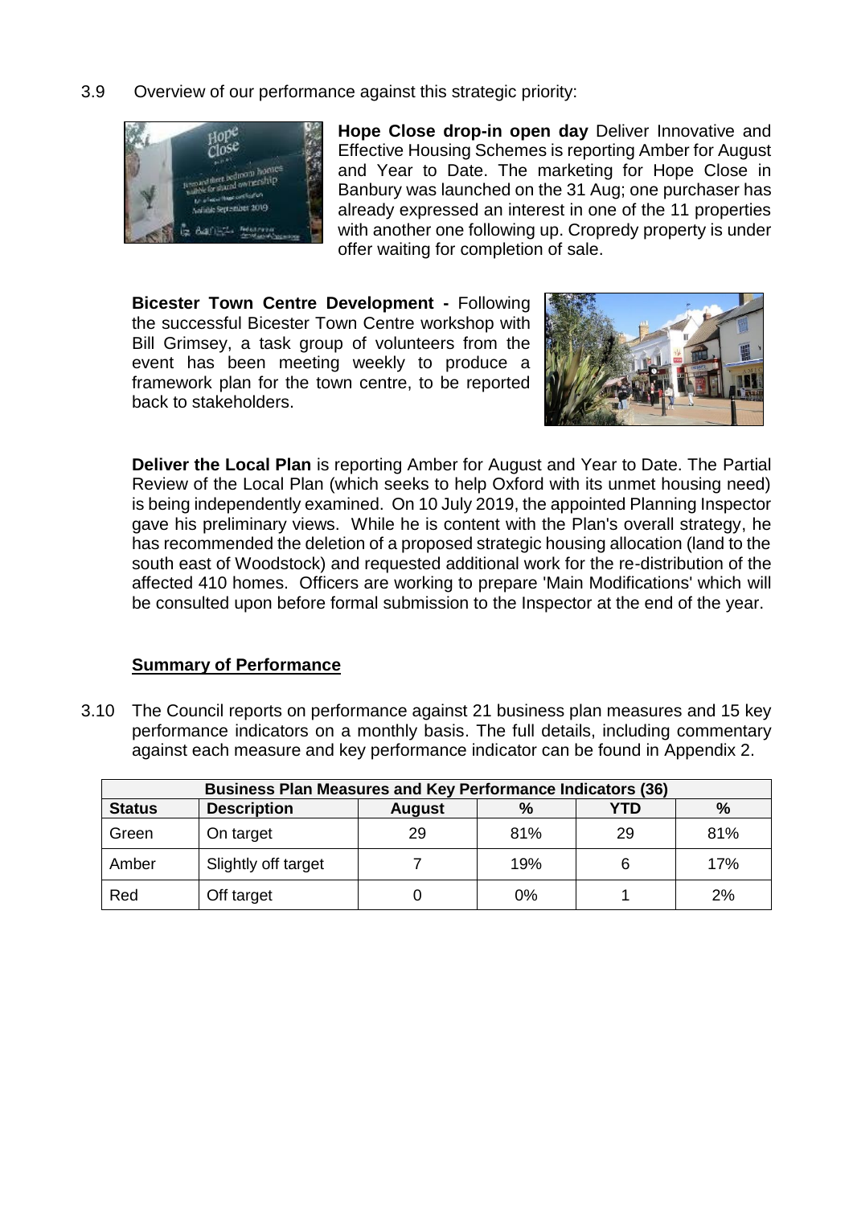3.9 Overview of our performance against this strategic priority:

**Hope Close drop-in open day** Deliver Innovative and Effective Housing Schemes is reporting Amber for August and Year to Date. The marketing for Hope Close in Banbury was launched on the 31 Aug; one purchaser has already expressed an interest in one of the 11 properties with another one following up. Cropredy property is under offer waiting for completion of sale.

**Bicester Town Centre Development -** Following the successful Bicester Town Centre workshop with Bill Grimsey, a task group of volunteers from the event has been meeting weekly to produce a framework plan for the town centre, to be reported back to stakeholders.

**Deliver the Local Plan** is reporting Amber for August and Year to Date. The Partial Review of the Local Plan (which seeks to help Oxford with its unmet housing need) is being independently examined. On 10 July 2019, the appointed Planning Inspector gave his preliminary views. While he is content with the Plan's overall strategy, he has recommended the deletion of a proposed strategic housing allocation (land to the south east of Woodstock) and requested additional work for the re-distribution of the affected 410 homes. Officers are working to prepare 'Main Modifications' which will be consulted upon before formal submission to the Inspector at the end of the year.

## Summary of Performance

3.10 The Council reports on performance against 21 business plan measures and 15 key performance indicators on a monthly basis. The full details, including commentary against each measure and key performance indicator can be found in Appendix 2.

| Business Plan Measures and Key Performance Indicators (36) | | | | | |
|---|---|---|---|---|---|
| **Status** | **Description** | **August** | **%** | **YTD** | **%** |
| Green | On target | 29 | 81% | 29 | 81% |
| Amber | Slightly off target | 7 | 19% | 6 | 17% |
| Red | Off target | 0 | 0% | 1 | 2% |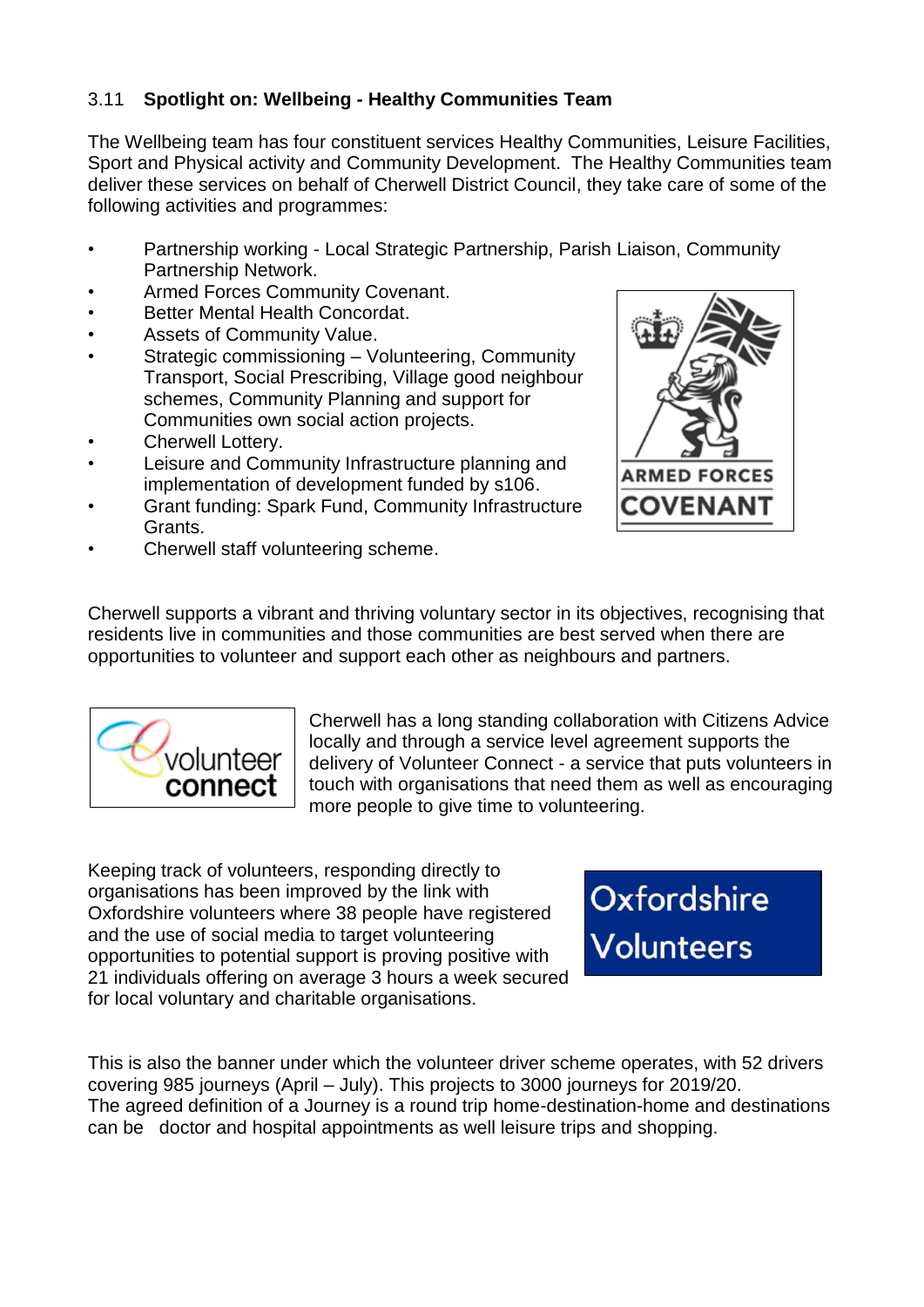### 3.11 Spotlight on: Wellbeing - Healthy Communities Team

The Wellbeing team has four constituent services Healthy Communities, Leisure Facilities, Sport and Physical activity and Community Development. The Healthy Communities team deliver these services on behalf of Cherwell District Council, they take care of some of the following activities and programmes:

- Partnership working - Local Strategic Partnership, Parish Liaison, Community Partnership Network.
- Armed Forces Community Covenant.
- Better Mental Health Concordat.
- Assets of Community Value.
- Strategic commissioning – Volunteering, Community Transport, Social Prescribing, Village good neighbour schemes, Community Planning and support for Communities own social action projects.
- Cherwell Lottery.
- Leisure and Community Infrastructure planning and implementation of development funded by s106.
- Grant funding: Spark Fund, Community Infrastructure Grants.
- Cherwell staff volunteering scheme.

Cherwell supports a vibrant and thriving voluntary sector in its objectives, recognising that residents live in communities and those communities are best served when there are opportunities to volunteer and support each other as neighbours and partners.

Cherwell has a long standing collaboration with Citizens Advice locally and through a service level agreement supports the delivery of Volunteer Connect - a service that puts volunteers in touch with organisations that need them as well as encouraging more people to give time to volunteering.

Keeping track of volunteers, responding directly to organisations has been improved by the link with Oxfordshire volunteers where 38 people have registered and the use of social media to target volunteering opportunities to potential support is proving positive with 21 individuals offering on average 3 hours a week secured for local voluntary and charitable organisations.

This is also the banner under which the volunteer driver scheme operates, with 52 drivers covering 985 journeys (April – July). This projects to 3000 journeys for 2019/20.
The agreed definition of a Journey is a round trip home-destination-home and destinations can be doctor and hospital appointments as well leisure trips and shopping.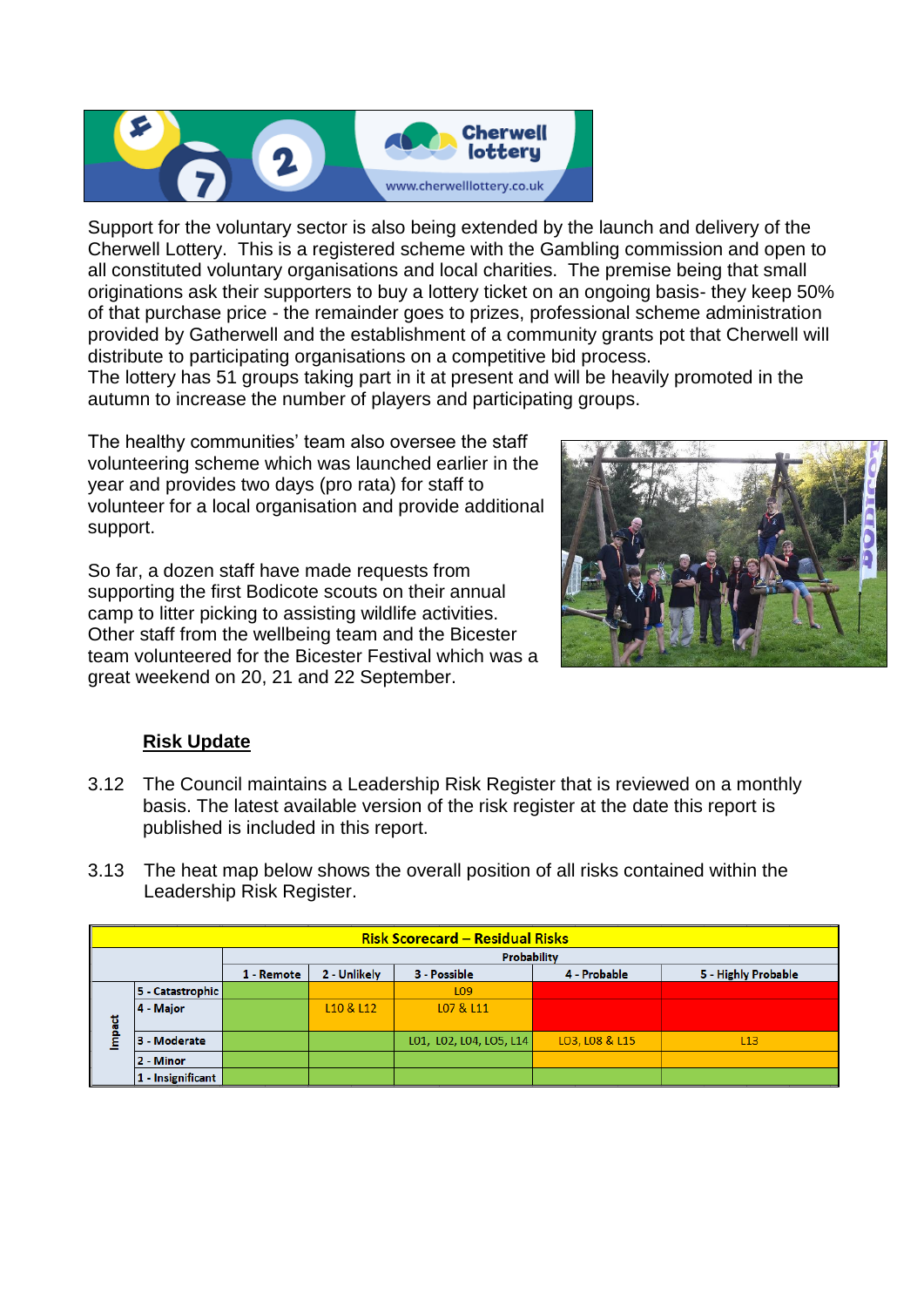Support for the voluntary sector is also being extended by the launch and delivery of the Cherwell Lottery. This is a registered scheme with the Gambling commission and open to all constituted voluntary organisations and local charities. The premise being that small originations ask their supporters to buy a lottery ticket on an ongoing basis- they keep 50% of that purchase price - the remainder goes to prizes, professional scheme administration provided by Gatherwell and the establishment of a community grants pot that Cherwell will distribute to participating organisations on a competitive bid process.
The lottery has 51 groups taking part in it at present and will be heavily promoted in the autumn to increase the number of players and participating groups.

The healthy communities' team also oversee the staff volunteering scheme which was launched earlier in the year and provides two days (pro rata) for staff to volunteer for a local organisation and provide additional support.

So far, a dozen staff have made requests from supporting the first Bodicote scouts on their annual camp to litter picking to assisting wildlife activities. Other staff from the wellbeing team and the Bicester team volunteered for the Bicester Festival which was a great weekend on 20, 21 and 22 September.

**Risk Update**

3.12 The Council maintains a Leadership Risk Register that is reviewed on a monthly basis. The latest available version of the risk register at the date this report is published is included in this report.

3.13 The heat map below shows the overall position of all risks contained within the Leadership Risk Register.

| Risk Scorecard – Residual Risks | | | | | | |
|---|---|---|---|---|---|---|
| | | Probability | | | | |
| | | 1 - Remote | 2 - Unlikely | 3 - Possible | 4 - Probable | 5 - Highly Probable |
| Impact | 5 - Catastrophic | | | L09 | | |
| | 4 - Major | | L10 & L12 | L07 & L11 | | |
| | 3 - Moderate | | | L01, L02, L04, L05, L14 | L03, L08 & L15 | L13 |
| | 2 - Minor | | | | | |
| | 1 - Insignificant | | | | | |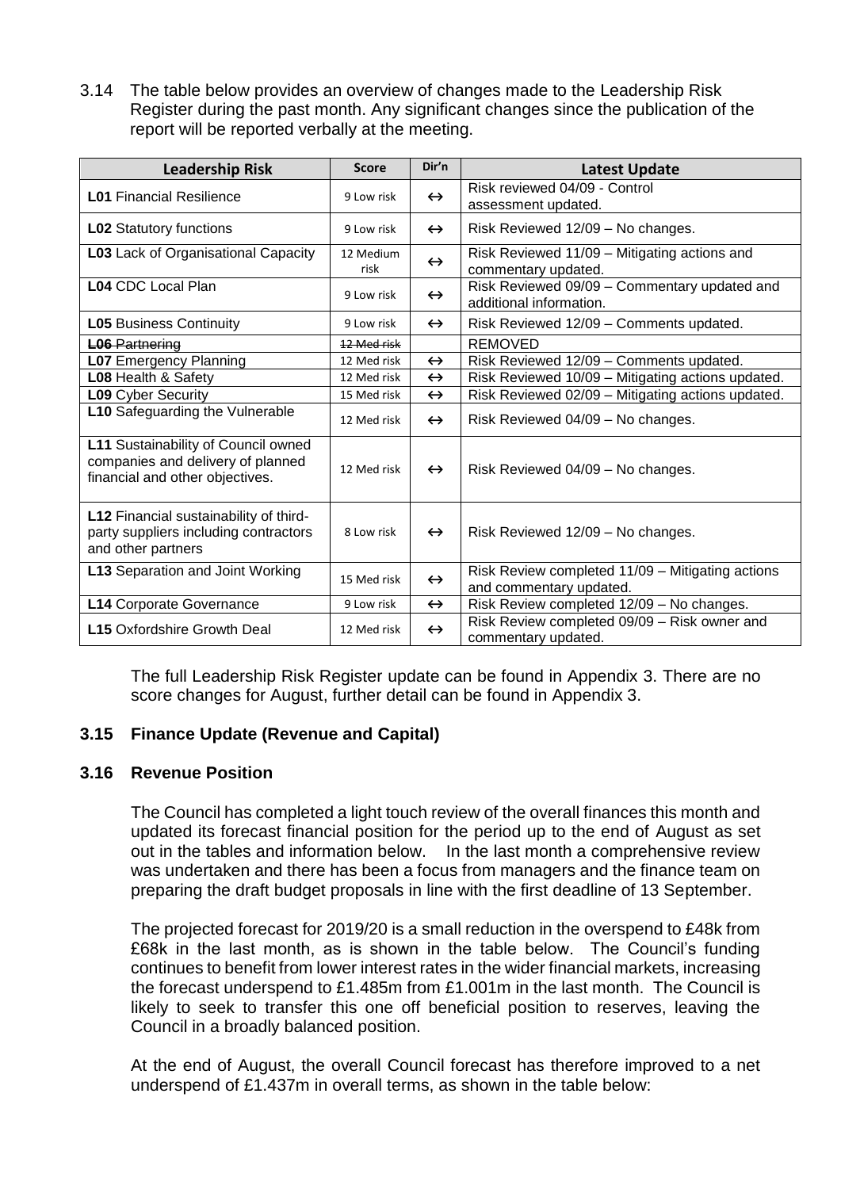3.14 The table below provides an overview of changes made to the Leadership Risk Register during the past month. Any significant changes since the publication of the report will be reported verbally at the meeting.

| Leadership Risk | Score | Dir'n | Latest Update |
|---|---|---|---|
| **L01** Financial Resilience | 9 Low risk | ↔ | Risk reviewed 04/09 - Control assessment updated. |
| **L02** Statutory functions | 9 Low risk | ↔ | Risk Reviewed 12/09 – No changes. |
| **L03** Lack of Organisational Capacity | 12 Medium risk | ↔ | Risk Reviewed 11/09 – Mitigating actions and commentary updated. |
| **L04** CDC Local Plan | 9 Low risk | ↔ | Risk Reviewed 09/09 – Commentary updated and additional information. |
| **L05** Business Continuity | 9 Low risk | ↔ | Risk Reviewed 12/09 – Comments updated. |
| ~~**L06** Partnering~~ | ~~12 Med risk~~ | | REMOVED |
| **L07** Emergency Planning | 12 Med risk | ↔ | Risk Reviewed 12/09 – Comments updated. |
| **L08** Health & Safety | 12 Med risk | ↔ | Risk Reviewed 10/09 – Mitigating actions updated. |
| **L09** Cyber Security | 15 Med risk | ↔ | Risk Reviewed 02/09 – Mitigating actions updated. |
| **L10** Safeguarding the Vulnerable | 12 Med risk | ↔ | Risk Reviewed 04/09 – No changes. |
| **L11** Sustainability of Council owned companies and delivery of planned financial and other objectives. | 12 Med risk | ↔ | Risk Reviewed 04/09 – No changes. |
| **L12** Financial sustainability of third-party suppliers including contractors and other partners | 8 Low risk | ↔ | Risk Reviewed 12/09 – No changes. |
| **L13** Separation and Joint Working | 15 Med risk | ↔ | Risk Review completed 11/09 – Mitigating actions and commentary updated. |
| **L14** Corporate Governance | 9 Low risk | ↔ | Risk Review completed 12/09 – No changes. |
| **L15** Oxfordshire Growth Deal | 12 Med risk | ↔ | Risk Review completed 09/09 – Risk owner and commentary updated. |

The full Leadership Risk Register update can be found in Appendix 3. There are no score changes for August, further detail can be found in Appendix 3.

### 3.15 Finance Update (Revenue and Capital)

### 3.16 Revenue Position

The Council has completed a light touch review of the overall finances this month and updated its forecast financial position for the period up to the end of August as set out in the tables and information below. In the last month a comprehensive review was undertaken and there has been a focus from managers and the finance team on preparing the draft budget proposals in line with the first deadline of 13 September.

The projected forecast for 2019/20 is a small reduction in the overspend to £48k from £68k in the last month, as is shown in the table below. The Council's funding continues to benefit from lower interest rates in the wider financial markets, increasing the forecast underspend to £1.485m from £1.001m in the last month. The Council is likely to seek to transfer this one off beneficial position to reserves, leaving the Council in a broadly balanced position.

At the end of August, the overall Council forecast has therefore improved to a net underspend of £1.437m in overall terms, as shown in the table below: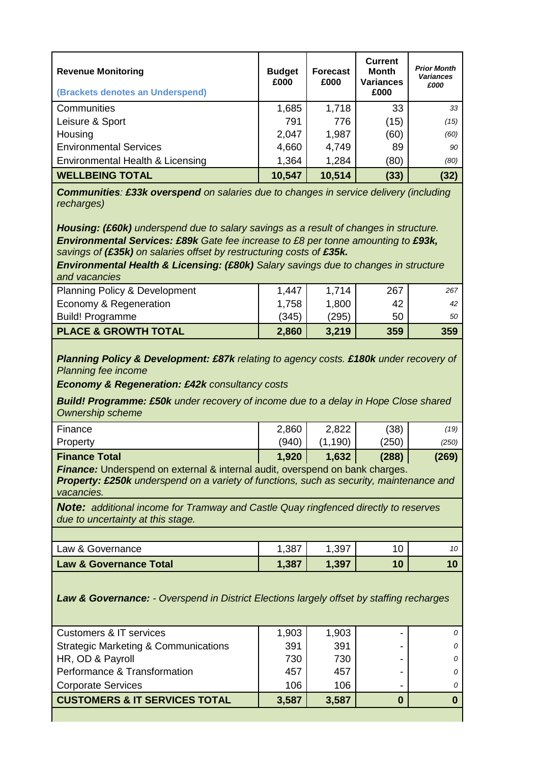| **Revenue Monitoring**<br>**(Brackets denotes an Underspend)** | **Budget £000** | **Forecast £000** | **Current Month Variances £000** | ***Prior Month Variances £000*** |
|---|---|---|---|---|
| Communities | 1,685 | 1,718 | 33 | *33* |
| Leisure & Sport | 791 | 776 | (15) | *(15)* |
| Housing | 2,047 | 1,987 | (60) | *(60)* |
| Environmental Services | 4,660 | 4,749 | 89 | *90* |
| Environmental Health & Licensing | 1,364 | 1,284 | (80) | *(80)* |
| **WELLBEING TOTAL** | **10,547** | **10,514** | **(33)** | **(32)** |

***Communities**: **£33k overspend** on salaries due to changes in service delivery (including recharges)*

***Housing: (£60k)** underspend due to salary savings as a result of changes in structure.*
***Environmental Services: £89k** Gate fee increase to £8 per tonne amounting to **£93k**, savings of **(£35k)** on salaries offset by restructuring costs of **£35k.***
***Environmental Health & Licensing: (£80k)** Salary savings due to changes in structure and vacancies*

| | | | | |
|---|---|---|---|---|
| Planning Policy & Development | 1,447 | 1,714 | 267 | *267* |
| Economy & Regeneration | 1,758 | 1,800 | 42 | *42* |
| Build! Programme | (345) | (295) | 50 | *50* |
| **PLACE & GROWTH TOTAL** | **2,860** | **3,219** | **359** | **359** |

***Planning Policy & Development: £87k** relating to agency costs. **£180k** under recovery of Planning fee income*

***Economy & Regeneration: £42k** consultancy costs*

***Build! Programme: £50k** under recovery of income due to a delay in Hope Close shared Ownership scheme*

| | | | | |
|---|---|---|---|---|
| Finance | 2,860 | 2,822 | (38) | *(19)* |
| Property | (940) | (1,190) | (250) | *(250)* |
| **Finance Total** | **1,920** | **1,632** | **(288)** | **(269)** |

***Finance:*** Underspend on external & internal audit, overspend on bank charges.
***Property: £250k** underspend on a variety of functions, such as security, maintenance and vacancies.*

***Note:** additional income for Tramway and Castle Quay ringfenced directly to reserves due to uncertainty at this stage.*

| | | | | |
|---|---|---|---|---|
| Law & Governance | 1,387 | 1,397 | 10 | *10* |
| **Law & Governance Total** | **1,387** | **1,397** | **10** | **10** |

***Law & Governance:** - Overspend in District Elections largely offset by staffing recharges*

| | | | | |
|---|---|---|---|---|
| Customers & IT services | 1,903 | 1,903 | - | *0* |
| Strategic Marketing & Communications | 391 | 391 | - | *0* |
| HR, OD & Payroll | 730 | 730 | - | *0* |
| Performance & Transformation | 457 | 457 | - | *0* |
| Corporate Services | 106 | 106 | - | *0* |
| **CUSTOMERS & IT SERVICES TOTAL** | **3,587** | **3,587** | **0** | **0** |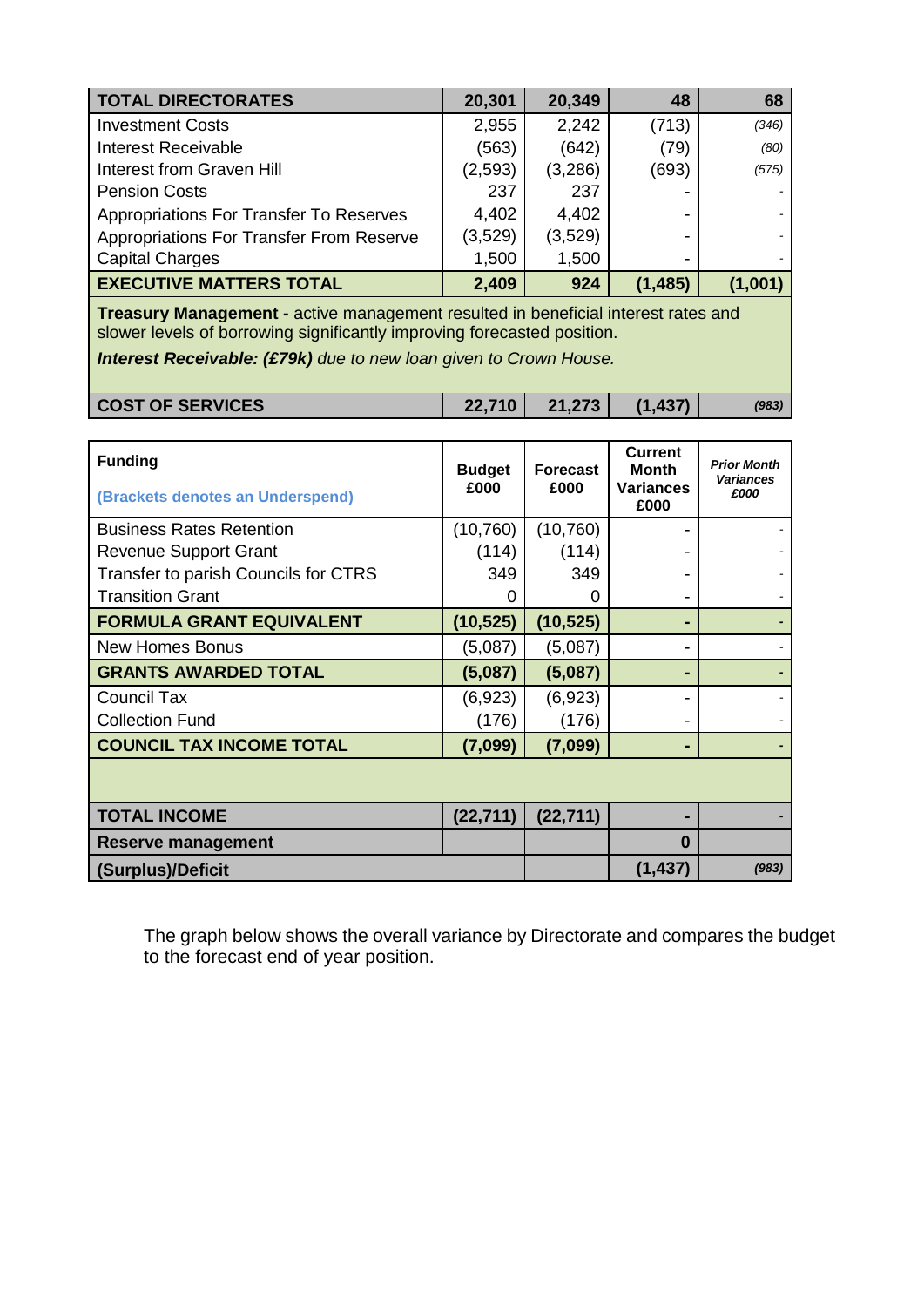| TOTAL DIRECTORATES | 20,301 | 20,349 | 48 | 68 |
|---|---|---|---|---|
| Investment Costs | 2,955 | 2,242 | (713) | *(346)* |
| Interest Receivable | (563) | (642) | (79) | *(80)* |
| Interest from Graven Hill | (2,593) | (3,286) | (693) | *(575)* |
| Pension Costs | 237 | 237 | - | - |
| Appropriations For Transfer To Reserves | 4,402 | 4,402 | - | - |
| Appropriations For Transfer From Reserve | (3,529) | (3,529) | - | - |
| Capital Charges | 1,500 | 1,500 | - | - |
| **EXECUTIVE MATTERS TOTAL** | **2,409** | **924** | **(1,485)** | **(1,001)** |
| **Treasury Management -** active management resulted in beneficial interest rates and slower levels of borrowing significantly improving forecasted position. ***Interest Receivable: (£79k)*** *due to new loan given to Crown House.* | | | | |
| **COST OF SERVICES** | **22,710** | **21,273** | **(1,437)** | ***(983)*** |

| **Funding** (Brackets denotes an Underspend) | **Budget £000** | **Forecast £000** | **Current Month Variances £000** | ***Prior Month Variances £000*** |
|---|---|---|---|---|
| Business Rates Retention | (10,760) | (10,760) | - | - |
| Revenue Support Grant | (114) | (114) | - | - |
| Transfer to parish Councils for CTRS | 349 | 349 | - | - |
| Transition Grant | 0 | 0 | - | - |
| **FORMULA GRANT EQUIVALENT** | **(10,525)** | **(10,525)** | **-** | **-** |
| New Homes Bonus | (5,087) | (5,087) | - | - |
| **GRANTS AWARDED TOTAL** | **(5,087)** | **(5,087)** | **-** | **-** |
| Council Tax | (6,923) | (6,923) | - | - |
| Collection Fund | (176) | (176) | - | - |
| **COUNCIL TAX INCOME TOTAL** | **(7,099)** | **(7,099)** | **-** | **-** |
| | | | | |
| **TOTAL INCOME** | **(22,711)** | **(22,711)** | **-** | **-** |
| **Reserve management** | | | **0** | |
| **(Surplus)/Deficit** | | | **(1,437)** | ***(983)*** |

The graph below shows the overall variance by Directorate and compares the budget to the forecast end of year position.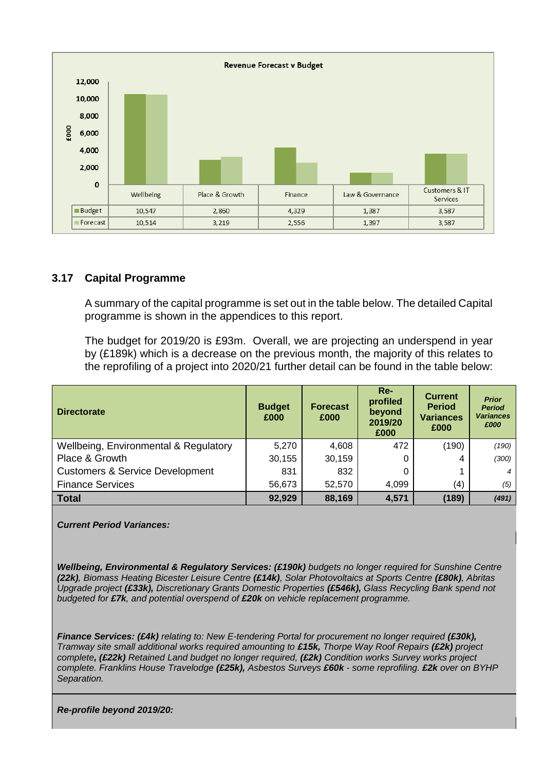**Revenue Forecast v Budget**

| £000 | Wellbeing | Place & Growth | Finance | Law & Governance | Customers & IT Services |
|---|---|---|---|---|---|
| Budget | 10,547 | 2,860 | 4,329 | 1,387 | 3,587 |
| Forecast | 10,514 | 3,219 | 2,556 | 1,397 | 3,587 |

### 3.17 Capital Programme

A summary of the capital programme is set out in the table below. The detailed Capital programme is shown in the appendices to this report.

The budget for 2019/20 is £93m. Overall, we are projecting an underspend in year by (£189k) which is a decrease on the previous month, the majority of this relates to the reprofiling of a project into 2020/21 further detail can be found in the table below:

| Directorate | Budget £000 | Forecast £000 | Re-profiled beyond 2019/20 £000 | Current Period Variances £000 | *Prior Period Variances £000* |
|---|---|---|---|---|---|
| Wellbeing, Environmental & Regulatory | 5,270 | 4,608 | 472 | (190) | *(190)* |
| Place & Growth | 30,155 | 30,159 | 0 | 4 | *(300)* |
| Customers & Service Development | 831 | 832 | 0 | 1 | *4* |
| Finance Services | 56,673 | 52,570 | 4,099 | (4) | *(5)* |
| **Total** | **92,929** | **88,169** | **4,571** | **(189)** | ***(491)*** |

***Current Period Variances:***

***Wellbeing, Environmental & Regulatory Services: (£190k)*** *budgets no longer required for Sunshine Centre* ***(22k)****, Biomass Heating Bicester Leisure Centre* ***(£14k)****, Solar Photovoltaics at Sports Centre* ***(£80k)****, Abritas Upgrade project* ***(£33k),*** *Discretionary Grants Domestic Properties* ***(£546k),*** *Glass Recycling Bank spend not budgeted for* ***£7k****, and potential overspend of* ***£20k*** *on vehicle replacement programme.*

***Finance Services: (£4k)*** *relating to: New E-tendering Portal for procurement no longer required* ***(£30k),*** *Tramway site small additional works required amounting to* ***£15k,*** *Thorpe Way Roof Repairs* ***(£2k)*** *project complete****, (£22k)*** *Retained Land budget no longer required,* ***(£2k)*** *Condition works Survey works project complete. Franklins House Travelodge* ***(£25k),*** *Asbestos Surveys* ***£60k*** *- some reprofiling.* ***£2k*** *over on BYHP Separation.*

***Re-profile beyond 2019/20:***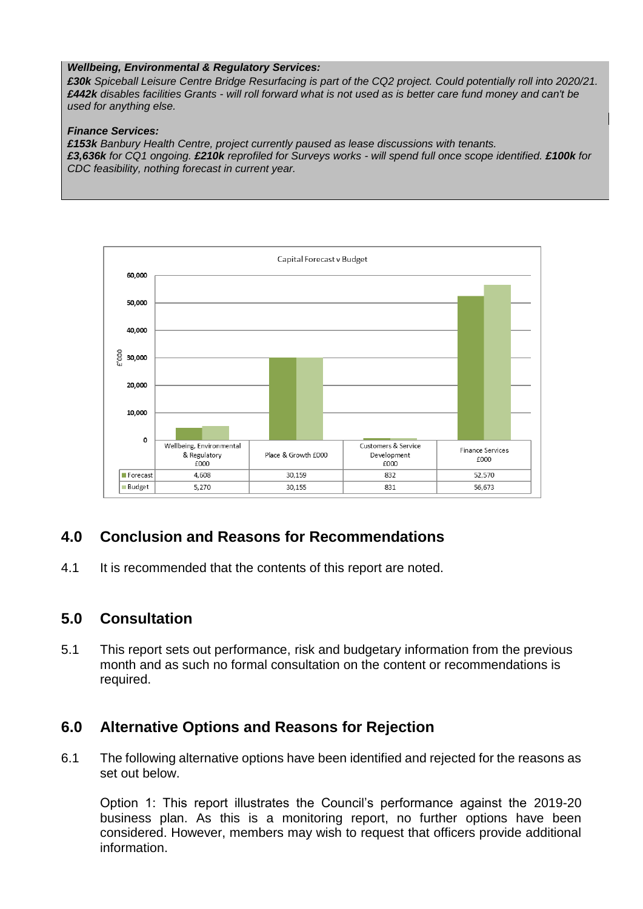***Wellbeing, Environmental & Regulatory Services:***
***£30k*** *Spiceball Leisure Centre Bridge Resurfacing is part of the CQ2 project. Could potentially roll into 2020/21.*
***£442k*** *disables facilities Grants - will roll forward what is not used as is better care fund money and can't be used for anything else.*

***Finance Services:***
***£153k*** *Banbury Health Centre, project currently paused as lease discussions with tenants.*
***£3,636k*** *for CQ1 ongoing.* ***£210k*** *reprofiled for Surveys works - will spend full once scope identified.* ***£100k*** *for CDC feasibility, nothing forecast in current year.*

Capital Forecast v Budget

| | Wellbeing, Environmental & Regulatory £000 | Place & Growth £000 | Customers & Service Development £000 | Finance Services £000 |
|---|---|---|---|---|
| Forecast | 4,608 | 30,159 | 832 | 52,570 |
| Budget | 5,270 | 30,155 | 831 | 56,673 |

## 4.0 Conclusion and Reasons for Recommendations

4.1 It is recommended that the contents of this report are noted.

## 5.0 Consultation

5.1 This report sets out performance, risk and budgetary information from the previous month and as such no formal consultation on the content or recommendations is required.

## 6.0 Alternative Options and Reasons for Rejection

6.1 The following alternative options have been identified and rejected for the reasons as set out below.

Option 1: This report illustrates the Council's performance against the 2019-20 business plan. As this is a monitoring report, no further options have been considered. However, members may wish to request that officers provide additional information.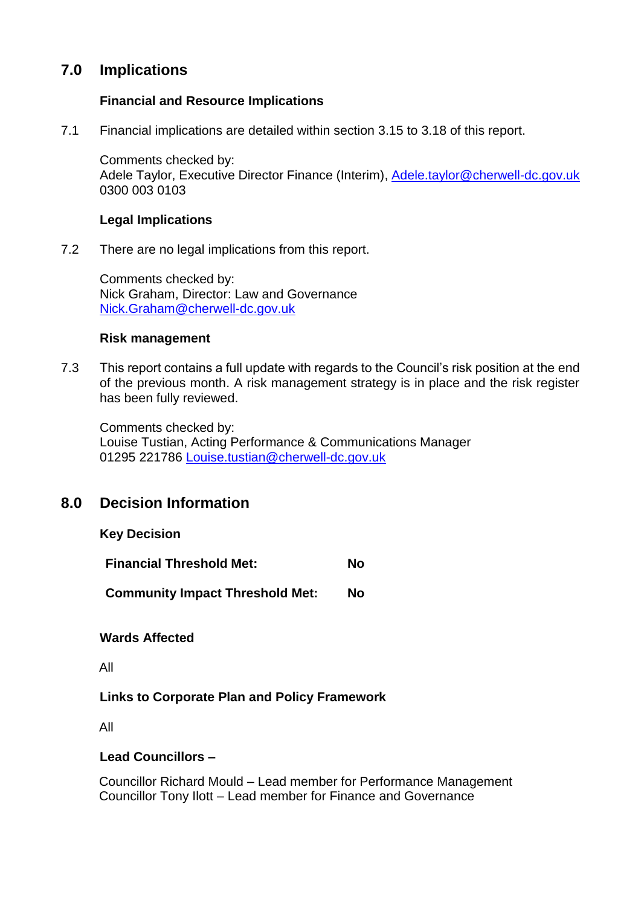## 7.0 Implications

**Financial and Resource Implications**

7.1 Financial implications are detailed within section 3.15 to 3.18 of this report.

Comments checked by:
Adele Taylor, Executive Director Finance (Interim), Adele.taylor@cherwell-dc.gov.uk
0300 003 0103

**Legal Implications**

7.2 There are no legal implications from this report.

Comments checked by:
Nick Graham, Director: Law and Governance
Nick.Graham@cherwell-dc.gov.uk

**Risk management**

7.3 This report contains a full update with regards to the Council's risk position at the end of the previous month. A risk management strategy is in place and the risk register has been fully reviewed.

Comments checked by:
Louise Tustian, Acting Performance & Communications Manager
01295 221786 Louise.tustian@cherwell-dc.gov.uk

## 8.0 Decision Information

**Key Decision**

| | |
|---|---|
| **Financial Threshold Met:** | **No** |
| **Community Impact Threshold Met:** | **No** |

**Wards Affected**

All

**Links to Corporate Plan and Policy Framework**

All

**Lead Councillors –**

Councillor Richard Mould – Lead member for Performance Management
Councillor Tony Ilott – Lead member for Finance and Governance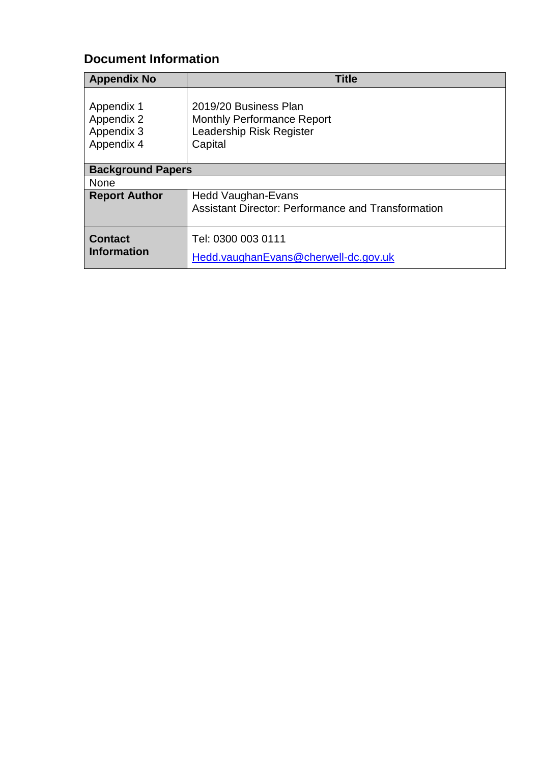## Document Information

| Appendix No | Title |
|---|---|
| Appendix 1<br>Appendix 2<br>Appendix 3<br>Appendix 4 | 2019/20 Business Plan<br>Monthly Performance Report<br>Leadership Risk Register<br>Capital |
| **Background Papers** | |
| None | |
| **Report Author** | Hedd Vaughan-Evans<br>Assistant Director: Performance and Transformation |
| **Contact Information** | Tel: 0300 003 0111<br>Hedd.vaughanEvans@cherwell-dc.gov.uk |